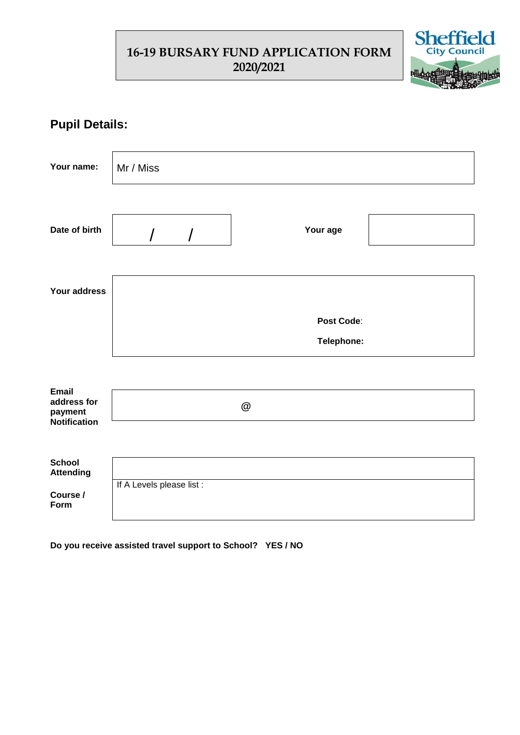# 16-19 BURSARY FUND APPLICATION FORM 2020/2021

Sheffield City Council

## Pupil Details:

| | |
|---|---|
| **Your name:** | Mr / Miss |

| | | | |
|---|---|---|---|
| **Date of birth** | / / | **Your age** | |

| | |
|---|---|
| **Your address** | **Post Code**: <br> **Telephone:** |

| | |
|---|---|
| **Email address for payment Notification** | @ |

| | |
|---|---|
| **School Attending** | |
| **Course / Form** | If A Levels please list : |

**Do you receive assisted travel support to School? YES / NO**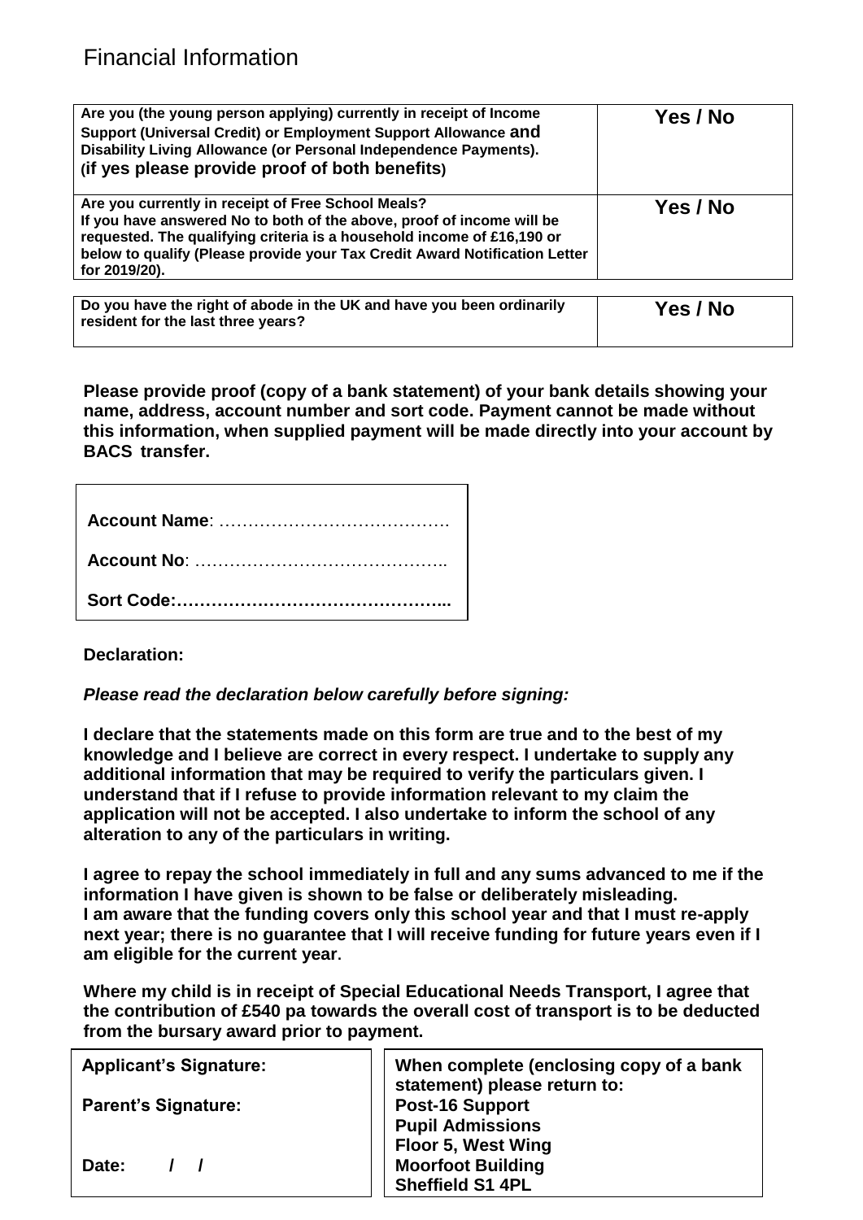# Financial Information

| Are you (the young person applying) currently in receipt of Income Support (Universal Credit) or Employment Support Allowance **and** Disability Living Allowance (or Personal Independence Payments). (if yes please provide proof of both benefits) | Yes / No |
|---|---|
| Are you currently in receipt of Free School Meals? If you have answered No to both of the above, proof of income will be requested. The qualifying criteria is a household income of £16,190 or below to qualify (Please provide your Tax Credit Award Notification Letter for 2019/20). | Yes / No |

| Do you have the right of abode in the UK and have you been ordinarily resident for the last three years? | Yes / No |
|---|---|

**Please provide proof (copy of a bank statement) of your bank details showing your name, address, account number and sort code. Payment cannot be made without this information, when supplied payment will be made directly into your account by BACS transfer.**

**Account Name**: ………………………………….

**Account No**: ……………………………………..

**Sort Code:………………………………………...**

**Declaration:**

***Please read the declaration below carefully before signing:***

**I declare that the statements made on this form are true and to the best of my knowledge and I believe are correct in every respect. I undertake to supply any additional information that may be required to verify the particulars given. I understand that if I refuse to provide information relevant to my claim the application will not be accepted. I also undertake to inform the school of any alteration to any of the particulars in writing.**

**I agree to repay the school immediately in full and any sums advanced to me if the information I have given is shown to be false or deliberately misleading. I am aware that the funding covers only this school year and that I must re-apply next year; there is no guarantee that I will receive funding for future years even if I am eligible for the current year.**

**Where my child is in receipt of Special Educational Needs Transport, I agree that the contribution of £540 pa towards the overall cost of transport is to be deducted from the bursary award prior to payment.**

**Applicant's Signature:**

**Parent's Signature:**

**Date: / /**

**When complete (enclosing copy of a bank statement) please return to:**
**Post-16 Support**
**Pupil Admissions**
**Floor 5, West Wing**
**Moorfoot Building**
**Sheffield S1 4PL**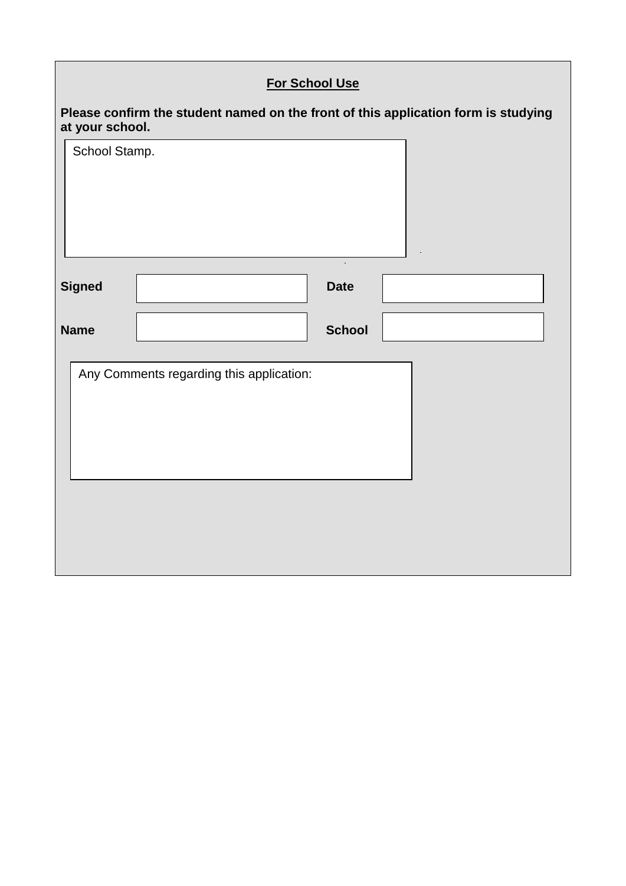**<u>For School Use</u>**

**Please confirm the student named on the front of this application form is studying at your school.**

School Stamp.

| | | | |
|---|---|---|---|
| **Signed** | | **Date** | |
| **Name** | | **School** | |

Any Comments regarding this application: